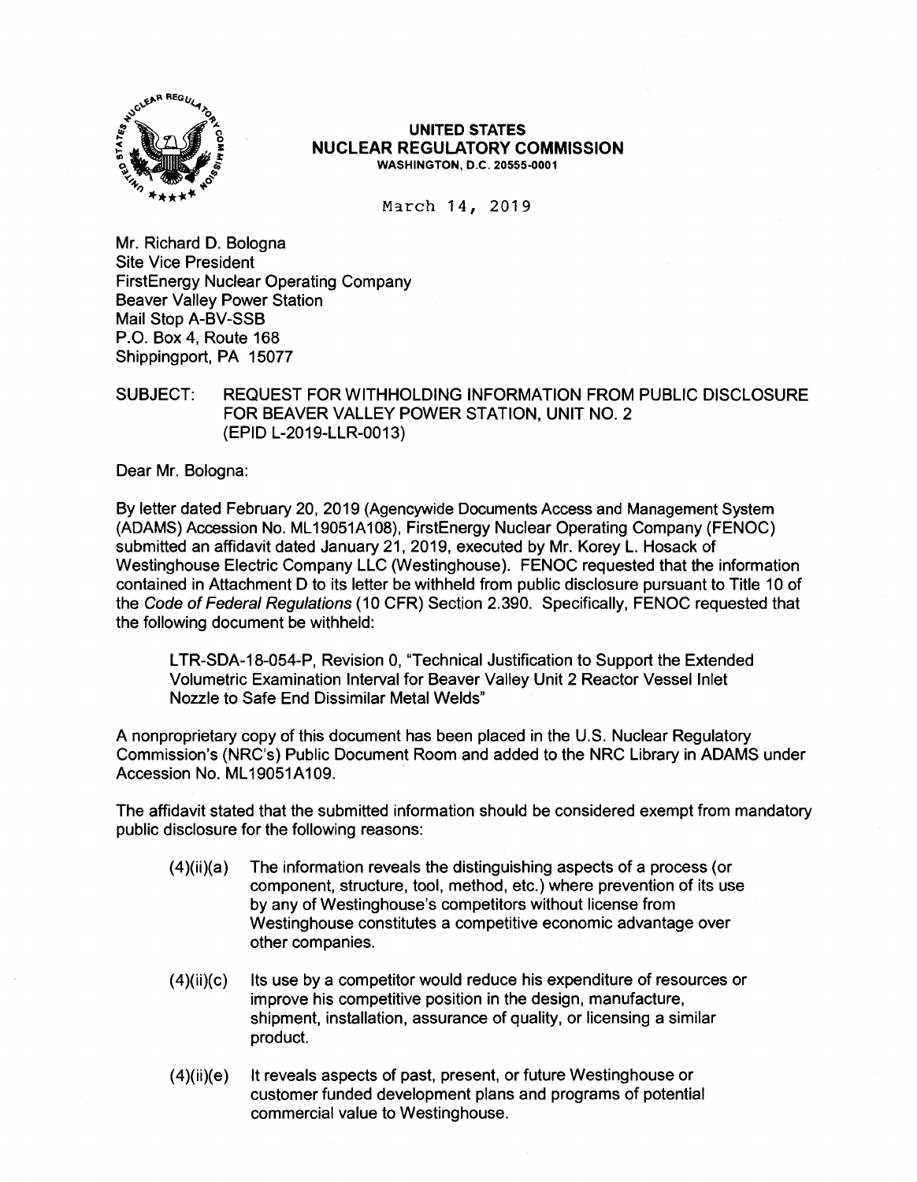**UNITED STATES**
**NUCLEAR REGULATORY COMMISSION**
**WASHINGTON, D.C. 20555-0001**

March 14, 2019

Mr. Richard D. Bologna
Site Vice President
FirstEnergy Nuclear Operating Company
Beaver Valley Power Station
Mail Stop A-BV-SSB
P.O. Box 4, Route 168
Shippingport, PA 15077

SUBJECT: REQUEST FOR WITHHOLDING INFORMATION FROM PUBLIC DISCLOSURE FOR BEAVER VALLEY POWER STATION, UNIT NO. 2 (EPID L-2019-LLR-0013)

Dear Mr. Bologna:

By letter dated February 20, 2019 (Agencywide Documents Access and Management System (ADAMS) Accession No. ML19051A108), FirstEnergy Nuclear Operating Company (FENOC) submitted an affidavit dated January 21, 2019, executed by Mr. Korey L. Hosack of Westinghouse Electric Company LLC (Westinghouse). FENOC requested that the information contained in Attachment D to its letter be withheld from public disclosure pursuant to Title 10 of the *Code of Federal Regulations* (10 CFR) Section 2.390. Specifically, FENOC requested that the following document be withheld:

> LTR-SDA-18-054-P, Revision 0, "Technical Justification to Support the Extended Volumetric Examination Interval for Beaver Valley Unit 2 Reactor Vessel Inlet Nozzle to Safe End Dissimilar Metal Welds"

A nonproprietary copy of this document has been placed in the U.S. Nuclear Regulatory Commission's (NRC's) Public Document Room and added to the NRC Library in ADAMS under Accession No. ML19051A109.

The affidavit stated that the submitted information should be considered exempt from mandatory public disclosure for the following reasons:

(4)(ii)(a) The information reveals the distinguishing aspects of a process (or component, structure, tool, method, etc.) where prevention of its use by any of Westinghouse's competitors without license from Westinghouse constitutes a competitive economic advantage over other companies.

(4)(ii)(c) Its use by a competitor would reduce his expenditure of resources or improve his competitive position in the design, manufacture, shipment, installation, assurance of quality, or licensing a similar product.

(4)(ii)(e) It reveals aspects of past, present, or future Westinghouse or customer funded development plans and programs of potential commercial value to Westinghouse.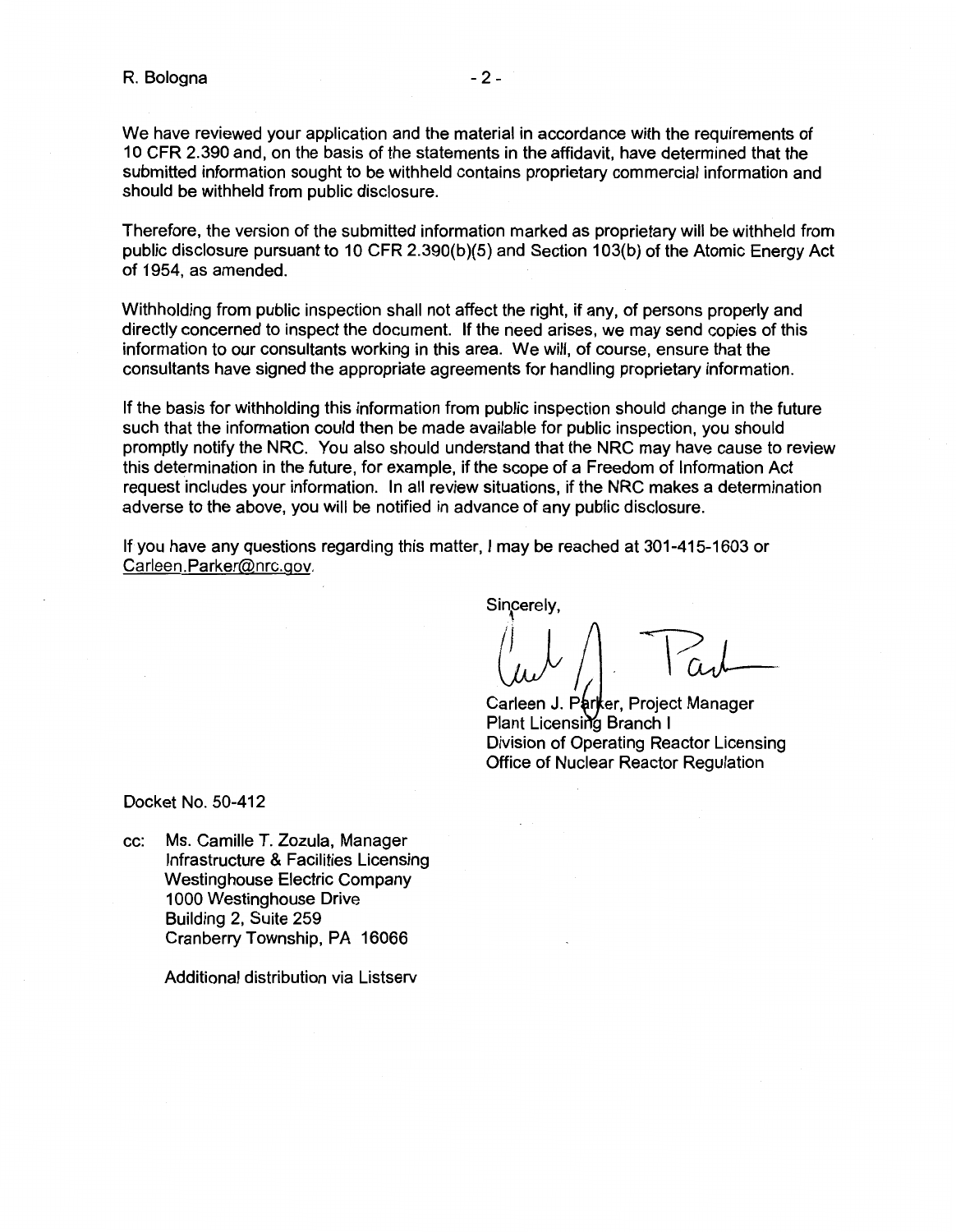We have reviewed your application and the material in accordance with the requirements of 10 CFR 2.390 and, on the basis of the statements in the affidavit, have determined that the submitted information sought to be withheld contains proprietary commercial information and should be withheld from public disclosure.

Therefore, the version of the submitted information marked as proprietary will be withheld from public disclosure pursuant to 10 CFR 2.390(b)(5) and Section 103(b) of the Atomic Energy Act of 1954, as amended.

Withholding from public inspection shall not affect the right, if any, of persons properly and directly concerned to inspect the document. If the need arises, we may send copies of this information to our consultants working in this area. We will, of course, ensure that the consultants have signed the appropriate agreements for handling proprietary information.

If the basis for withholding this information from public inspection should change in the future such that the information could then be made available for public inspection, you should promptly notify the NRC. You also should understand that the NRC may have cause to review this determination in the future, for example, if the scope of a Freedom of Information Act request includes your information. In all review situations, if the NRC makes a determination adverse to the above, you will be notified in advance of any public disclosure.

If you have any questions regarding this matter, I may be reached at 301-415-1603 or Carleen.Parker@nrc.gov.

Sincerely,

Carleen J. Parker, Project Manager
Plant Licensing Branch I
Division of Operating Reactor Licensing
Office of Nuclear Reactor Regulation

Docket No. 50-412

cc: Ms. Camille T. Zozula, Manager
Infrastructure & Facilities Licensing
Westinghouse Electric Company
1000 Westinghouse Drive
Building 2, Suite 259
Cranberry Township, PA 16066

Additional distribution via Listserv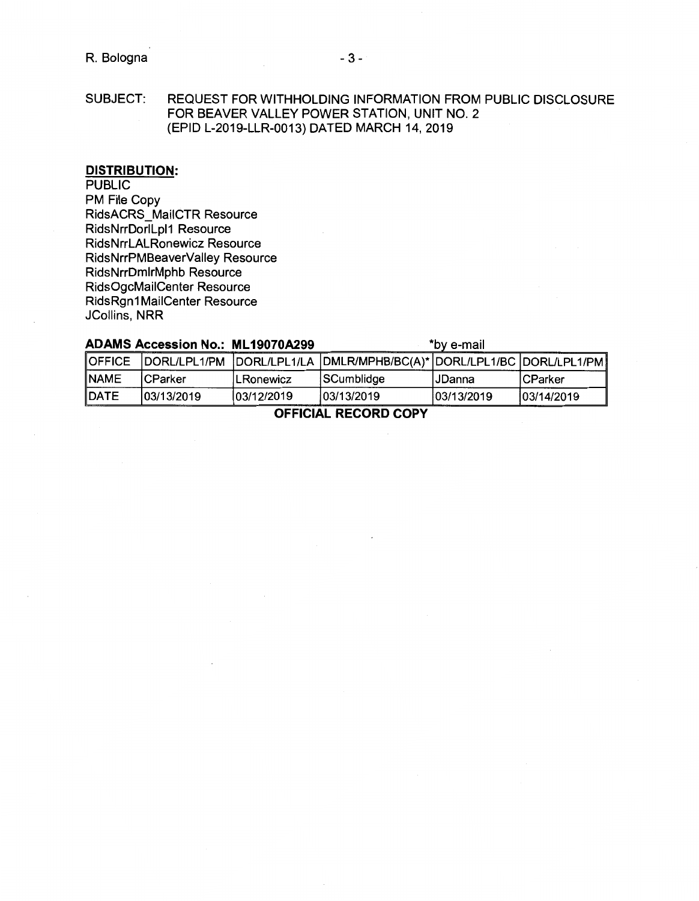SUBJECT: REQUEST FOR WITHHOLDING INFORMATION FROM PUBLIC DISCLOSURE FOR BEAVER VALLEY POWER STATION, UNIT NO. 2 (EPID L-2019-LLR-0013) DATED MARCH 14, 2019

**DISTRIBUTION:**
PUBLIC
PM File Copy
RidsACRS_MailCTR Resource
RidsNrrDorlLpl1 Resource
RidsNrrLALRonewicz Resource
RidsNrrPMBeaverValley Resource
RidsNrrDmlrMphb Resource
RidsOgcMailCenter Resource
RidsRgn1MailCenter Resource
JCollins, NRR

**ADAMS Accession No.: ML19070A299** *by e-mail

| OFFICE | DORL/LPL1/PM | DORL/LPL1/LA | DMLR/MPHB/BC(A)* | DORL/LPL1/BC | DORL/LPL1/PM |
|---|---|---|---|---|---|
| NAME | CParker | LRonewicz | SCumblidge | JDanna | CParker |
| DATE | 03/13/2019 | 03/12/2019 | 03/13/2019 | 03/13/2019 | 03/14/2019 |

**OFFICIAL RECORD COPY**